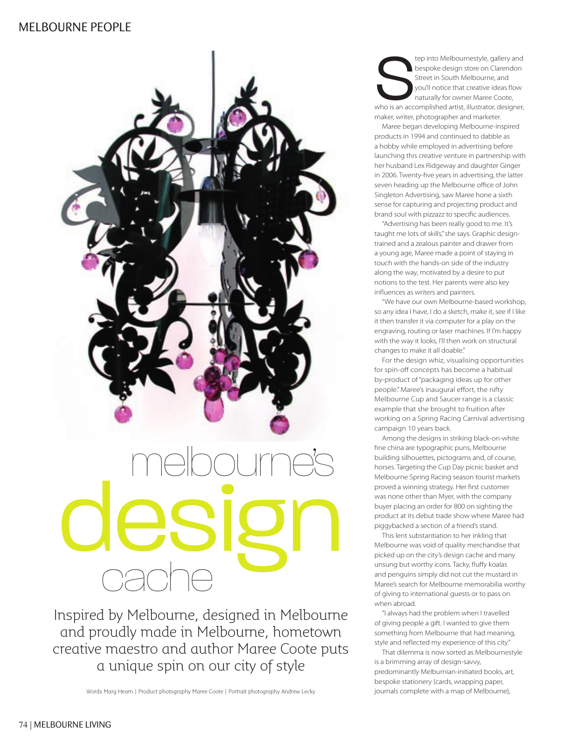# melbourne's design cache

Inspired by Melbourne, designed in Melbourne and proudly made in Melbourne, hometown creative maestro and author Maree Coote puts a unique spin on our city of style

Words Marg Hearn | Product photography Maree Coote | Portrait photography Andrew Lecky

Step into Melbournestyle, gallery and bespoke design store on Clarendon Street in South Melbourne, and you'll notice that creative ideas flow naturally for owner Maree Coote, who is an accomplished artist, illustrator, designer, maker, writer, photographer and marketer.

Maree began developing Melbourne-inspired products in 1994 and continued to dabble as a hobby while employed in advertising before launching this creative venture in partnership with her husband Lex Ridgeway and daughter Ginger in 2006. Twenty-five years in advertising, the latter seven heading up the Melbourne office of John Singleton Advertising, saw Maree hone a sixth sense for capturing and projecting product and brand soul with pizzazz to specific audiences.

"Advertising has been really good to me. It's taught me lots of skills," she says. Graphic design-trained and a zealous painter and drawer from a young age, Maree made a point of staying in touch with the hands-on side of the industry along the way, motivated by a desire to put notions to the test. Her parents were also key influences as writers and painters.

"We have our own Melbourne-based workshop, so any idea I have, I do a sketch, make it, see if I like it then transfer it via computer for a play on the engraving, routing or laser machines. If I'm happy with the way it looks, I'll then work on structural changes to make it all doable."

For the design whiz, visualising opportunities for spin-off concepts has become a habitual by-product of "packaging ideas up for other people." Maree's inaugural effort, the nifty Melbourne Cup and Saucer range is a classic example that she brought to fruition after working on a Spring Racing Carnival advertising campaign 10 years back.

Among the designs in striking black-on-white fine china are typographic puns, Melbourne building silhouettes, pictograms and, of course, horses. Targeting the Cup Day picnic basket and Melbourne Spring Racing season tourist markets proved a winning strategy. Her first customer was none other than Myer, with the company buyer placing an order for 800 on sighting the product at its debut trade show where Maree had piggybacked a section of a friend's stand.

This lent substantiation to her inkling that Melbourne was void of quality merchandise that picked up on the city's design cache and many unsung but worthy icons. Tacky, fluffy koalas and penguins simply did not cut the mustard in Maree's search for Melbourne memorabilia worthy of giving to international guests or to pass on when abroad.

"I always had the problem when I travelled of giving people a gift. I wanted to give them something from Melbourne that had meaning, style and reflected my experience of this city."

That dilemma is now sorted as Melbournestyle is a brimming array of design-savvy, predominantly Melburnian-initiated books, art, bespoke stationery (cards, wrapping paper, journals complete with a map of Melbourne),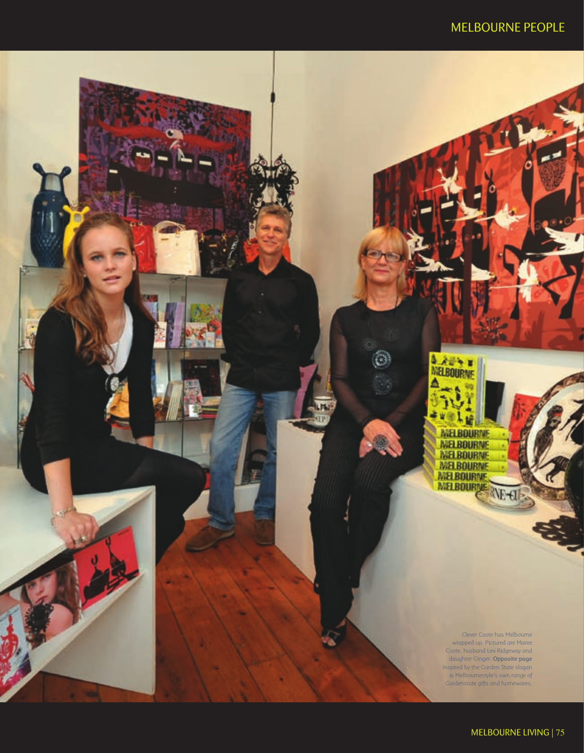Clever Coote has Melbourne wrapped up. Pictured are Maree Coote, husband Lex Ridgeway and daughter Ginger. **Opposite page** Inspired by the Garden State slogan is Melbournestyle's own range of Gardenstate gifts and homewares.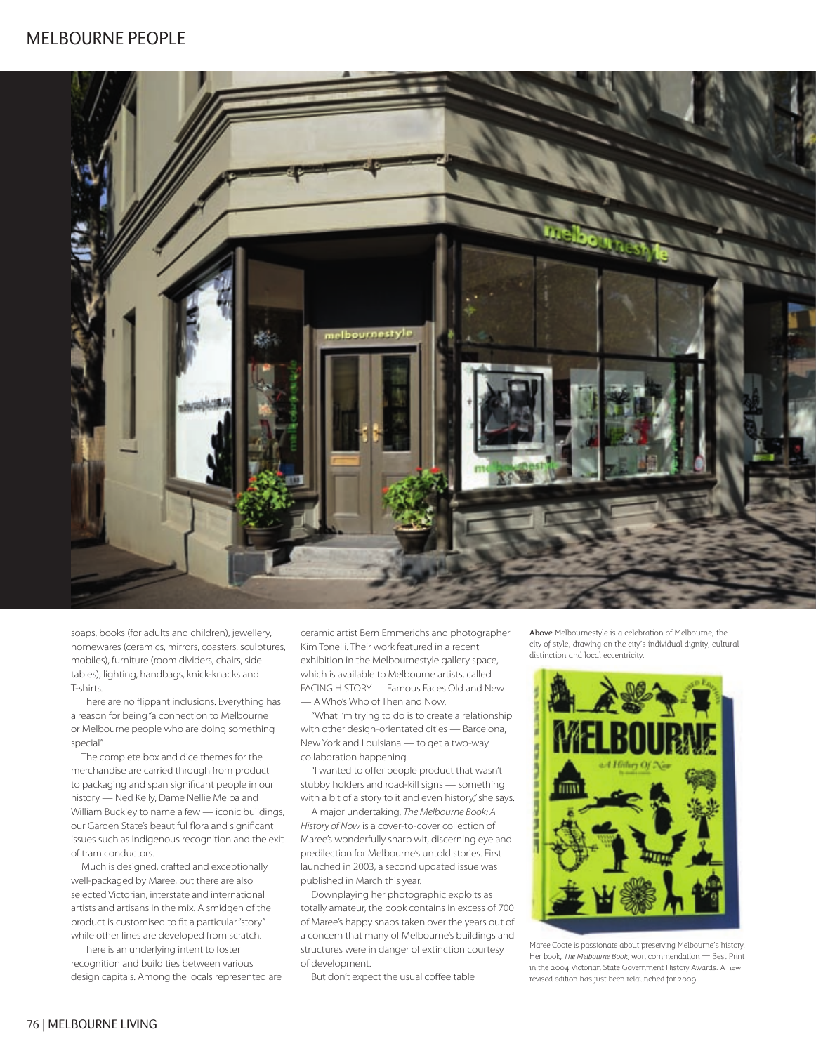soaps, books (for adults and children), jewellery, homewares (ceramics, mirrors, coasters, sculptures, mobiles), furniture (room dividers, chairs, side tables), lighting, handbags, knick-knacks and T-shirts.

There are no flippant inclusions. Everything has a reason for being "a connection to Melbourne or Melbourne people who are doing something special".

The complete box and dice themes for the merchandise are carried through from product to packaging and span significant people in our history — Ned Kelly, Dame Nellie Melba and William Buckley to name a few — iconic buildings, our Garden State's beautiful flora and significant issues such as indigenous recognition and the exit of tram conductors.

Much is designed, crafted and exceptionally well-packaged by Maree, but there are also selected Victorian, interstate and international artists and artisans in the mix. A smidgen of the product is customised to fit a particular "story" while other lines are developed from scratch.

There is an underlying intent to foster recognition and build ties between various design capitals. Among the locals represented are ceramic artist Bern Emmerichs and photographer Kim Tonelli. Their work featured in a recent exhibition in the Melbournestyle gallery space, which is available to Melbourne artists, called FACING HISTORY — Famous Faces Old and New — A Who's Who of Then and Now.

"What I'm trying to do is to create a relationship with other design-orientated cities — Barcelona, New York and Louisiana — to get a two-way collaboration happening.

"I wanted to offer people product that wasn't stubby holders and road-kill signs — something with a bit of a story to it and even history," she says.

A major undertaking, *The Melbourne Book: A History of Now* is a cover-to-cover collection of Maree's wonderfully sharp wit, discerning eye and predilection for Melbourne's untold stories. First launched in 2003, a second updated issue was published in March this year.

Downplaying her photographic exploits as totally amateur, the book contains in excess of 700 of Maree's happy snaps taken over the years out of a concern that many of Melbourne's buildings and structures were in danger of extinction courtesy of development.

But don't expect the usual coffee table

**Above** Melbournestyle is a celebration of Melbourne, the city of style, drawing on the city's individual dignity, cultural distinction and local eccentricity.

Maree Coote is passionate about preserving Melbourne's history. Her book, *The Melbourne Book,* won commendation — Best Print in the 2004 Victorian State Government History Awards. A new revised edition has just been relaunched for 2009.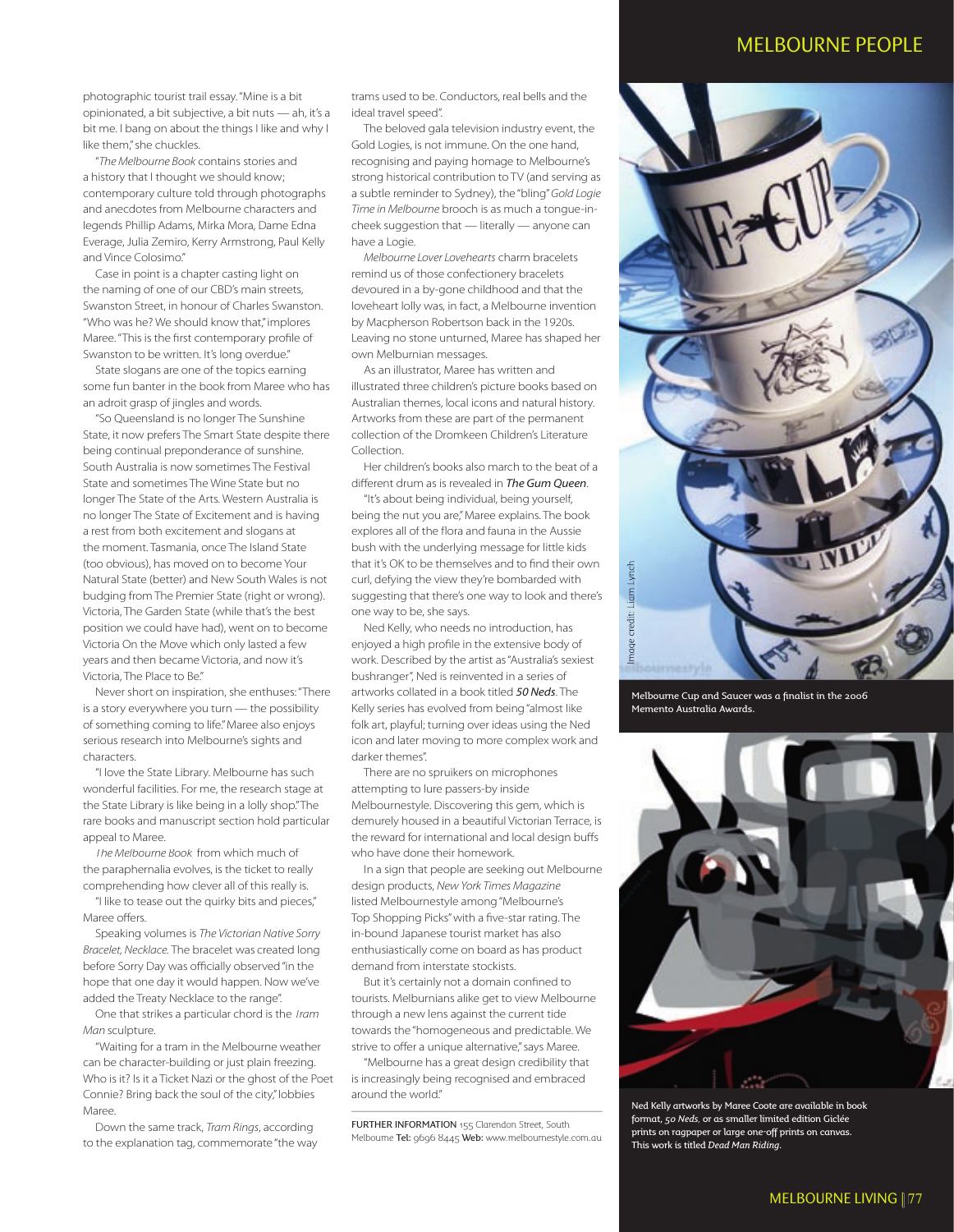photographic tourist trail essay. "Mine is a bit opinionated, a bit subjective, a bit nuts — ah, it's a bit me. I bang on about the things I like and why I like them," she chuckles.

"*The Melbourne Book* contains stories and a history that I thought we should know; contemporary culture told through photographs and anecdotes from Melbourne characters and legends Phillip Adams, Mirka Mora, Dame Edna Everage, Julia Zemiro, Kerry Armstrong, Paul Kelly and Vince Colosimo."

Case in point is a chapter casting light on the naming of one of our CBD's main streets, Swanston Street, in honour of Charles Swanston. "Who was he? We should know that," implores Maree. "This is the first contemporary profile of Swanston to be written. It's long overdue."

State slogans are one of the topics earning some fun banter in the book from Maree who has an adroit grasp of jingles and words.

"So Queensland is no longer The Sunshine State, it now prefers The Smart State despite there being continual preponderance of sunshine. South Australia is now sometimes The Festival State and sometimes The Wine State but no longer The State of the Arts. Western Australia is no longer The State of Excitement and is having a rest from both excitement and slogans at the moment. Tasmania, once The Island State (too obvious), has moved on to become Your Natural State (better) and New South Wales is not budging from The Premier State (right or wrong). Victoria, The Garden State (while that's the best position we could have had), went on to become Victoria On the Move which only lasted a few years and then became Victoria, and now it's Victoria, The Place to Be."

Never short on inspiration, she enthuses: "There is a story everywhere you turn — the possibility of something coming to life." Maree also enjoys serious research into Melbourne's sights and characters.

"I love the State Library. Melbourne has such wonderful facilities. For me, the research stage at the State Library is like being in a lolly shop." The rare books and manuscript section hold particular appeal to Maree.

*The Melbourne Book* from which much of the paraphernalia evolves, is the ticket to really comprehending how clever all of this really is.

"I like to tease out the quirky bits and pieces," Maree offers.

Speaking volumes is *The Victorian Native Sorry Bracelet, Necklace.* The bracelet was created long before Sorry Day was officially observed "in the hope that one day it would happen. Now we've added the Treaty Necklace to the range".

One that strikes a particular chord is the *Tram Man* sculpture.

"Waiting for a tram in the Melbourne weather can be character-building or just plain freezing. Who is it? Is it a Ticket Nazi or the ghost of the Poet Connie? Bring back the soul of the city," lobbies Maree.

Down the same track, *Tram Rings*, according to the explanation tag, commemorate "the way trams used to be. Conductors, real bells and the ideal travel speed".

The beloved gala television industry event, the Gold Logies, is not immune. On the one hand, recognising and paying homage to Melbourne's strong historical contribution to TV (and serving as a subtle reminder to Sydney), the "bling" *Gold Logie Time in Melbourne* brooch is as much a tongue-in-cheek suggestion that — literally — anyone can have a Logie.

*Melbourne Lover Lovehearts* charm bracelets remind us of those confectionery bracelets devoured in a by-gone childhood and that the loveheart lolly was, in fact, a Melbourne invention by Macpherson Robertson back in the 1920s. Leaving no stone unturned, Maree has shaped her own Melburnian messages.

As an illustrator, Maree has written and illustrated three children's picture books based on Australian themes, local icons and natural history. Artworks from these are part of the permanent collection of the Dromkeen Children's Literature Collection.

Her children's books also march to the beat of a different drum as is revealed in ***The Gum Queen***.

"It's about being individual, being yourself, being the nut you are," Maree explains. The book explores all of the flora and fauna in the Aussie bush with the underlying message for little kids that it's OK to be themselves and to find their own curl, defying the view they're bombarded with suggesting that there's one way to look and there's one way to be, she says.

Ned Kelly, who needs no introduction, has enjoyed a high profile in the extensive body of work. Described by the artist as "Australia's sexiest bushranger", Ned is reinvented in a series of artworks collated in a book titled ***50 Neds***. The Kelly series has evolved from being "almost like folk art, playful; turning over ideas using the Ned icon and later moving to more complex work and darker themes".

There are no spruikers on microphones attempting to lure passers-by inside Melbournestyle. Discovering this gem, which is demurely housed in a beautiful Victorian Terrace, is the reward for international and local design buffs who have done their homework.

In a sign that people are seeking out Melbourne design products, *New York Times Magazine* listed Melbournestyle among "Melbourne's Top Shopping Picks" with a five-star rating. The in-bound Japanese tourist market has also enthusiastically come on board as has product demand from interstate stockists.

But it's certainly not a domain confined to tourists. Melburnians alike get to view Melbourne through a new lens against the current tide towards the "homogeneous and predictable. We strive to offer a unique alternative," says Maree.

"Melbourne has a great design credibility that is increasingly being recognised and embraced around the world."

**FURTHER INFORMATION** 155 Clarendon Street, South Melbourne **Tel:** 9696 8445 **Web:** www.melbournestyle.com.au

Image credit: Liam Lynch

Melbourne Cup and Saucer was a finalist in the 2006 Memento Australia Awards.

Ned Kelly artworks by Maree Coote are available in book format, *50 Neds*, or as smaller limited edition Giclée prints on ragpaper or large one-off prints on canvas. This work is titled *Dead Man Riding*.